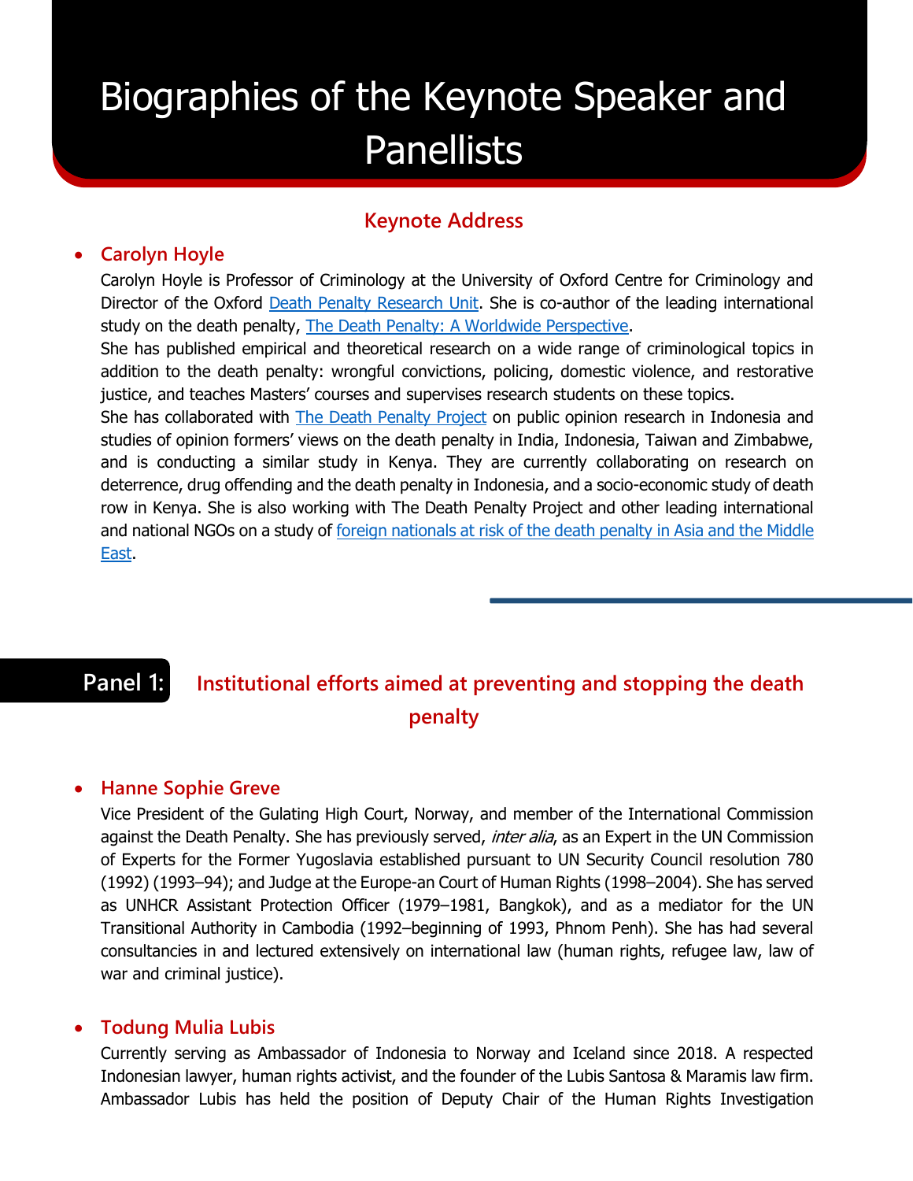# Biographies of the Keynote Speaker and Panellists

## Keynote Address

- **Carolyn Hoyle**

  Carolyn Hoyle is Professor of Criminology at the University of Oxford Centre for Criminology and Director of the Oxford Death Penalty Research Unit. She is co-author of the leading international study on the death penalty, The Death Penalty: A Worldwide Perspective.

  She has published empirical and theoretical research on a wide range of criminological topics in addition to the death penalty: wrongful convictions, policing, domestic violence, and restorative justice, and teaches Masters' courses and supervises research students on these topics.

  She has collaborated with The Death Penalty Project on public opinion research in Indonesia and studies of opinion formers' views on the death penalty in India, Indonesia, Taiwan and Zimbabwe, and is conducting a similar study in Kenya. They are currently collaborating on research on deterrence, drug offending and the death penalty in Indonesia, and a socio-economic study of death row in Kenya. She is also working with The Death Penalty Project and other leading international and national NGOs on a study of foreign nationals at risk of the death penalty in Asia and the Middle East.

## Panel 1: Institutional efforts aimed at preventing and stopping the death penalty

- **Hanne Sophie Greve**

  Vice President of the Gulating High Court, Norway, and member of the International Commission against the Death Penalty. She has previously served, *inter alia*, as an Expert in the UN Commission of Experts for the Former Yugoslavia established pursuant to UN Security Council resolution 780 (1992) (1993–94); and Judge at the Europe-an Court of Human Rights (1998–2004). She has served as UNHCR Assistant Protection Officer (1979–1981, Bangkok), and as a mediator for the UN Transitional Authority in Cambodia (1992–beginning of 1993, Phnom Penh). She has had several consultancies in and lectured extensively on international law (human rights, refugee law, law of war and criminal justice).

- **Todung Mulia Lubis**

  Currently serving as Ambassador of Indonesia to Norway and Iceland since 2018. A respected Indonesian lawyer, human rights activist, and the founder of the Lubis Santosa & Maramis law firm. Ambassador Lubis has held the position of Deputy Chair of the Human Rights Investigation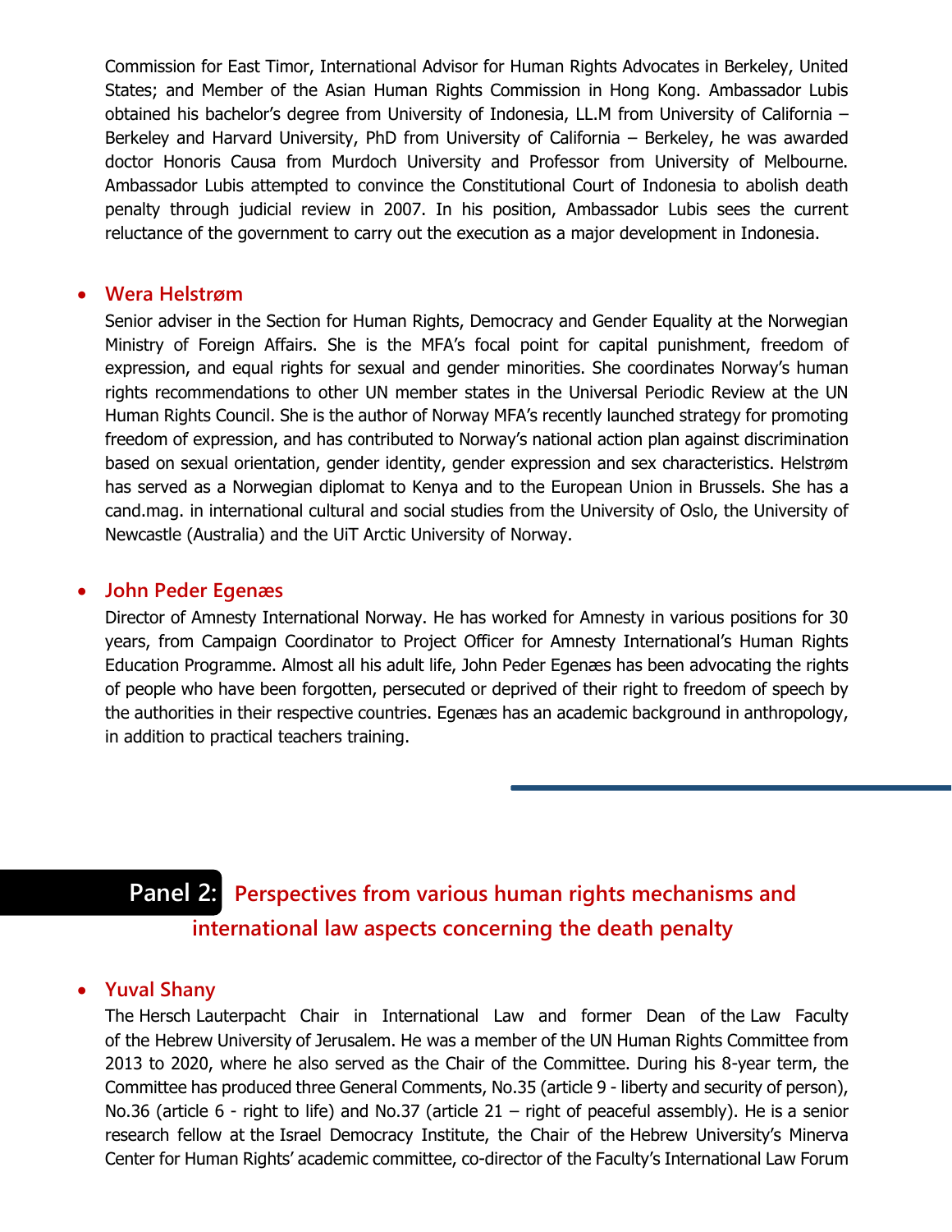Commission for East Timor, International Advisor for Human Rights Advocates in Berkeley, United States; and Member of the Asian Human Rights Commission in Hong Kong. Ambassador Lubis obtained his bachelor's degree from University of Indonesia, LL.M from University of California – Berkeley and Harvard University, PhD from University of California – Berkeley, he was awarded doctor Honoris Causa from Murdoch University and Professor from University of Melbourne. Ambassador Lubis attempted to convince the Constitutional Court of Indonesia to abolish death penalty through judicial review in 2007. In his position, Ambassador Lubis sees the current reluctance of the government to carry out the execution as a major development in Indonesia.

- **Wera Helstrøm**

  Senior adviser in the Section for Human Rights, Democracy and Gender Equality at the Norwegian Ministry of Foreign Affairs. She is the MFA's focal point for capital punishment, freedom of expression, and equal rights for sexual and gender minorities. She coordinates Norway's human rights recommendations to other UN member states in the Universal Periodic Review at the UN Human Rights Council. She is the author of Norway MFA's recently launched strategy for promoting freedom of expression, and has contributed to Norway's national action plan against discrimination based on sexual orientation, gender identity, gender expression and sex characteristics. Helstrøm has served as a Norwegian diplomat to Kenya and to the European Union in Brussels. She has a cand.mag. in international cultural and social studies from the University of Oslo, the University of Newcastle (Australia) and the UiT Arctic University of Norway.

- **John Peder Egenæs**

  Director of Amnesty International Norway. He has worked for Amnesty in various positions for 30 years, from Campaign Coordinator to Project Officer for Amnesty International's Human Rights Education Programme. Almost all his adult life, John Peder Egenæs has been advocating the rights of people who have been forgotten, persecuted or deprived of their right to freedom of speech by the authorities in their respective countries. Egenæs has an academic background in anthropology, in addition to practical teachers training.

## Panel 2: Perspectives from various human rights mechanisms and international law aspects concerning the death penalty

- **Yuval Shany**

  The Hersch Lauterpacht Chair in International Law and former Dean of the Law Faculty of the Hebrew University of Jerusalem. He was a member of the UN Human Rights Committee from 2013 to 2020, where he also served as the Chair of the Committee. During his 8-year term, the Committee has produced three General Comments, No.35 (article 9 - liberty and security of person), No.36 (article 6 - right to life) and No.37 (article 21 – right of peaceful assembly). He is a senior research fellow at the Israel Democracy Institute, the Chair of the Hebrew University's Minerva Center for Human Rights' academic committee, co-director of the Faculty's International Law Forum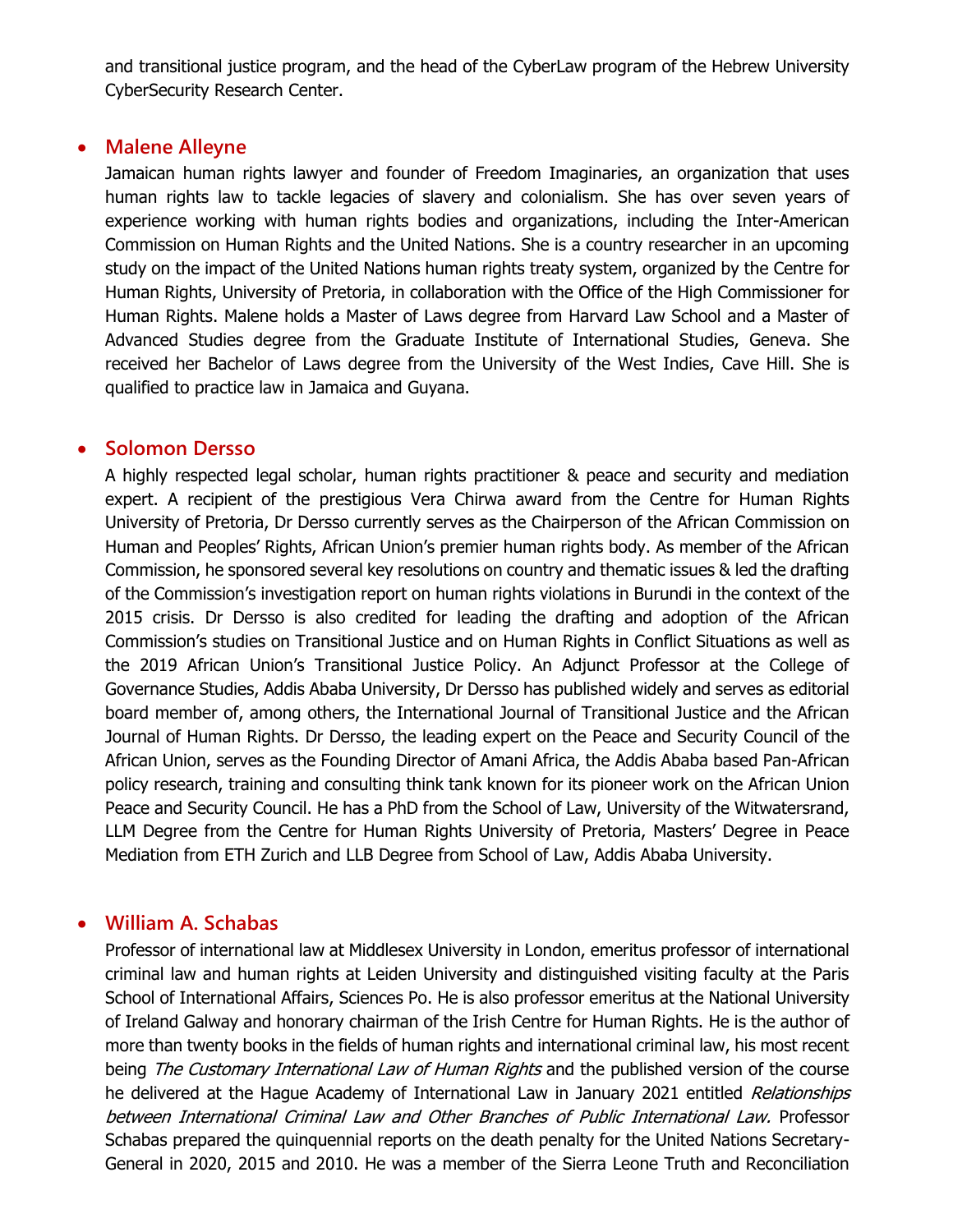and transitional justice program, and the head of the CyberLaw program of the Hebrew University CyberSecurity Research Center.

- **Malene Alleyne**

  Jamaican human rights lawyer and founder of Freedom Imaginaries, an organization that uses human rights law to tackle legacies of slavery and colonialism. She has over seven years of experience working with human rights bodies and organizations, including the Inter-American Commission on Human Rights and the United Nations. She is a country researcher in an upcoming study on the impact of the United Nations human rights treaty system, organized by the Centre for Human Rights, University of Pretoria, in collaboration with the Office of the High Commissioner for Human Rights. Malene holds a Master of Laws degree from Harvard Law School and a Master of Advanced Studies degree from the Graduate Institute of International Studies, Geneva. She received her Bachelor of Laws degree from the University of the West Indies, Cave Hill. She is qualified to practice law in Jamaica and Guyana.

- **Solomon Dersso**

  A highly respected legal scholar, human rights practitioner & peace and security and mediation expert. A recipient of the prestigious Vera Chirwa award from the Centre for Human Rights University of Pretoria, Dr Dersso currently serves as the Chairperson of the African Commission on Human and Peoples' Rights, African Union's premier human rights body. As member of the African Commission, he sponsored several key resolutions on country and thematic issues & led the drafting of the Commission's investigation report on human rights violations in Burundi in the context of the 2015 crisis. Dr Dersso is also credited for leading the drafting and adoption of the African Commission's studies on Transitional Justice and on Human Rights in Conflict Situations as well as the 2019 African Union's Transitional Justice Policy. An Adjunct Professor at the College of Governance Studies, Addis Ababa University, Dr Dersso has published widely and serves as editorial board member of, among others, the International Journal of Transitional Justice and the African Journal of Human Rights. Dr Dersso, the leading expert on the Peace and Security Council of the African Union, serves as the Founding Director of Amani Africa, the Addis Ababa based Pan-African policy research, training and consulting think tank known for its pioneer work on the African Union Peace and Security Council. He has a PhD from the School of Law, University of the Witwatersrand, LLM Degree from the Centre for Human Rights University of Pretoria, Masters' Degree in Peace Mediation from ETH Zurich and LLB Degree from School of Law, Addis Ababa University.

- **William A. Schabas**

  Professor of international law at Middlesex University in London, emeritus professor of international criminal law and human rights at Leiden University and distinguished visiting faculty at the Paris School of International Affairs, Sciences Po. He is also professor emeritus at the National University of Ireland Galway and honorary chairman of the Irish Centre for Human Rights. He is the author of more than twenty books in the fields of human rights and international criminal law, his most recent being *The Customary International Law of Human Rights* and the published version of the course he delivered at the Hague Academy of International Law in January 2021 entitled *Relationships between International Criminal Law and Other Branches of Public International Law.* Professor Schabas prepared the quinquennial reports on the death penalty for the United Nations Secretary-General in 2020, 2015 and 2010. He was a member of the Sierra Leone Truth and Reconciliation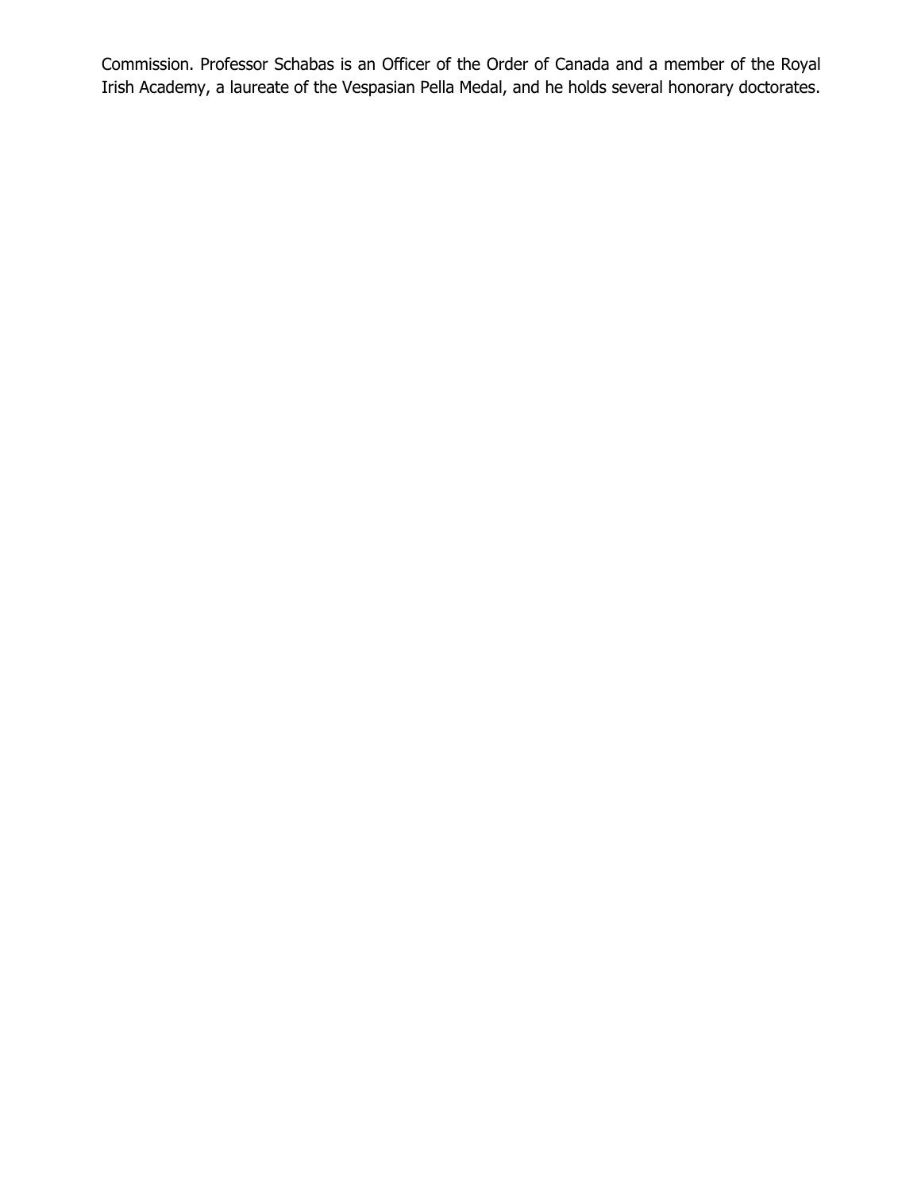Commission. Professor Schabas is an Officer of the Order of Canada and a member of the Royal Irish Academy, a laureate of the Vespasian Pella Medal, and he holds several honorary doctorates.